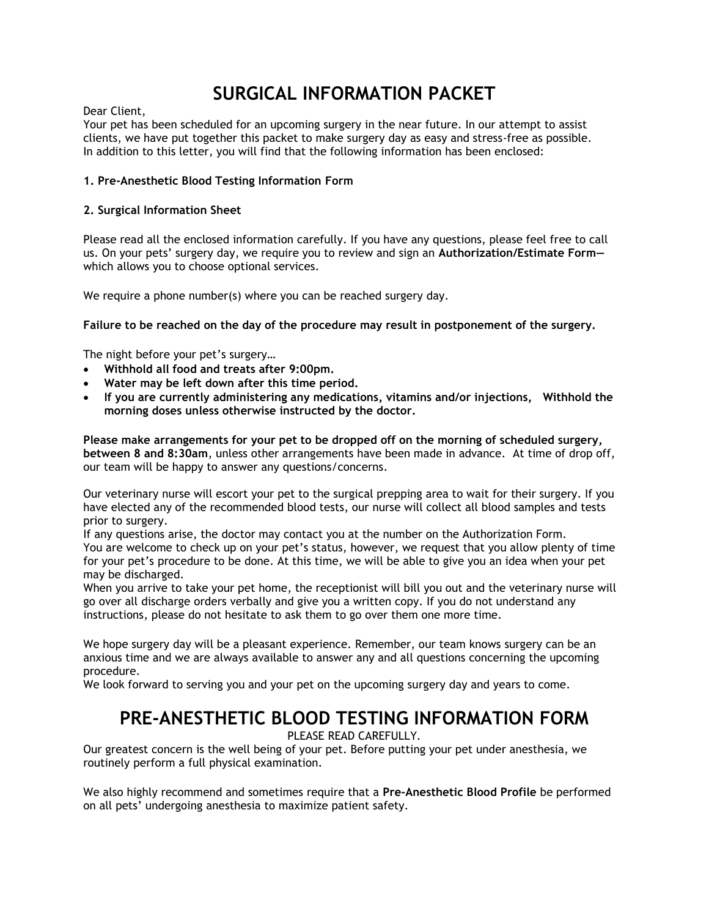# SURGICAL INFORMATION PACKET

Dear Client,

Your pet has been scheduled for an upcoming surgery in the near future. In our attempt to assist clients, we have put together this packet to make surgery day as easy and stress-free as possible. In addition to this letter, you will find that the following information has been enclosed:

**1. Pre-Anesthetic Blood Testing Information Form**

**2. Surgical Information Sheet**

Please read all the enclosed information carefully. If you have any questions, please feel free to call us. On your pets' surgery day, we require you to review and sign an **Authorization/Estimate Form—** which allows you to choose optional services.

We require a phone number(s) where you can be reached surgery day.

**Failure to be reached on the day of the procedure may result in postponement of the surgery.**

The night before your pet's surgery…

- **Withhold all food and treats after 9:00pm.**
- **Water may be left down after this time period.**
- **If you are currently administering any medications, vitamins and/or injections, Withhold the morning doses unless otherwise instructed by the doctor.**

**Please make arrangements for your pet to be dropped off on the morning of scheduled surgery, between 8 and 8:30am**, unless other arrangements have been made in advance. At time of drop off, our team will be happy to answer any questions/concerns.

Our veterinary nurse will escort your pet to the surgical prepping area to wait for their surgery. If you have elected any of the recommended blood tests, our nurse will collect all blood samples and tests prior to surgery.
If any questions arise, the doctor may contact you at the number on the Authorization Form.
You are welcome to check up on your pet's status, however, we request that you allow plenty of time for your pet's procedure to be done. At this time, we will be able to give you an idea when your pet may be discharged.
When you arrive to take your pet home, the receptionist will bill you out and the veterinary nurse will go over all discharge orders verbally and give you a written copy. If you do not understand any instructions, please do not hesitate to ask them to go over them one more time.

We hope surgery day will be a pleasant experience. Remember, our team knows surgery can be an anxious time and we are always available to answer any and all questions concerning the upcoming procedure.
We look forward to serving you and your pet on the upcoming surgery day and years to come.

# PRE-ANESTHETIC BLOOD TESTING INFORMATION FORM

PLEASE READ CAREFULLY.

Our greatest concern is the well being of your pet. Before putting your pet under anesthesia, we routinely perform a full physical examination.

We also highly recommend and sometimes require that a **Pre-Anesthetic Blood Profile** be performed on all pets' undergoing anesthesia to maximize patient safety.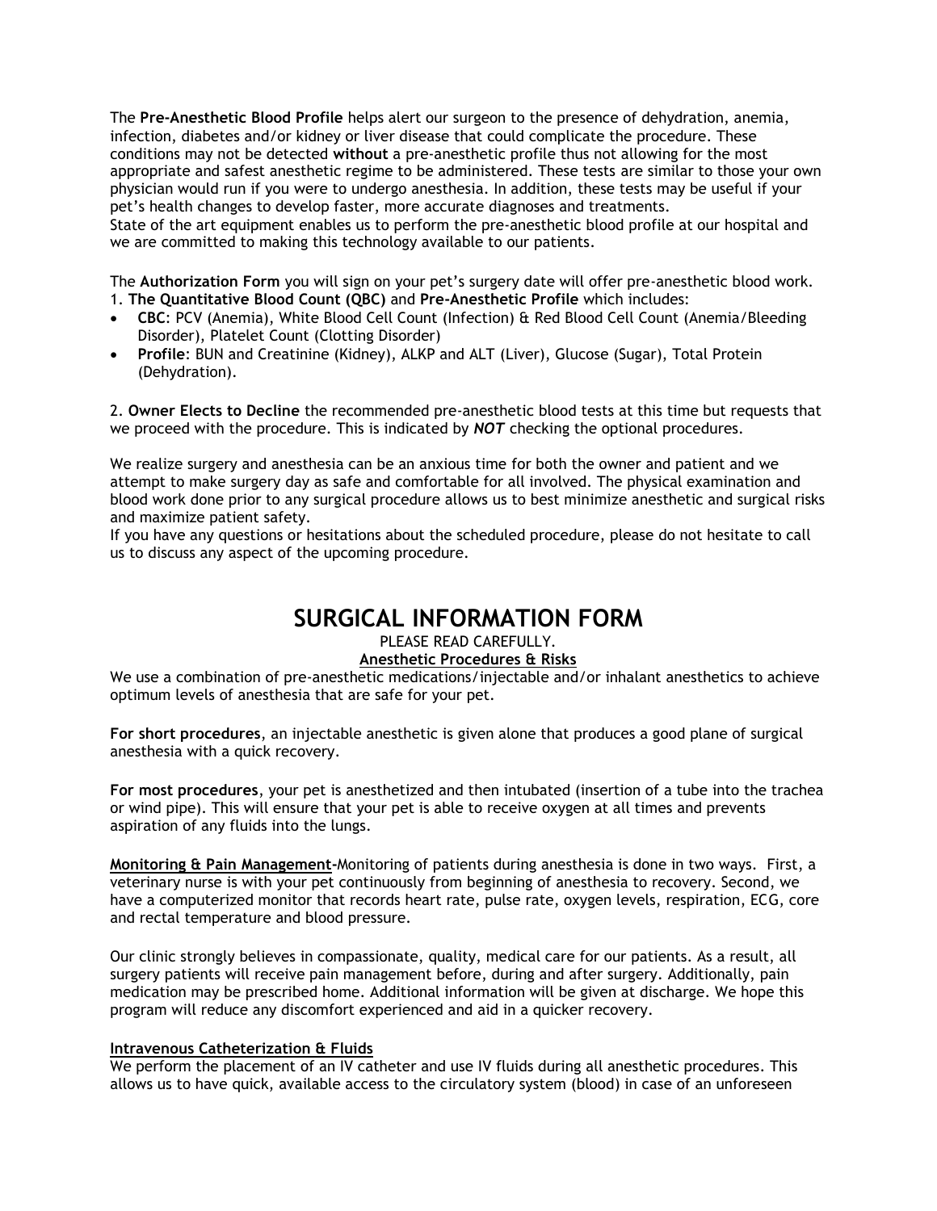The **Pre-Anesthetic Blood Profile** helps alert our surgeon to the presence of dehydration, anemia, infection, diabetes and/or kidney or liver disease that could complicate the procedure. These conditions may not be detected **without** a pre-anesthetic profile thus not allowing for the most appropriate and safest anesthetic regime to be administered. These tests are similar to those your own physician would run if you were to undergo anesthesia. In addition, these tests may be useful if your pet's health changes to develop faster, more accurate diagnoses and treatments.
State of the art equipment enables us to perform the pre-anesthetic blood profile at our hospital and we are committed to making this technology available to our patients.

The **Authorization Form** you will sign on your pet's surgery date will offer pre-anesthetic blood work.
1. **The Quantitative Blood Count (QBC)** and **Pre-Anesthetic Profile** which includes:

- **CBC**: PCV (Anemia), White Blood Cell Count (Infection) & Red Blood Cell Count (Anemia/Bleeding Disorder), Platelet Count (Clotting Disorder)
- **Profile**: BUN and Creatinine (Kidney), ALKP and ALT (Liver), Glucose (Sugar), Total Protein (Dehydration).

2. **Owner Elects to Decline** the recommended pre-anesthetic blood tests at this time but requests that we proceed with the procedure. This is indicated by ***NOT*** checking the optional procedures.

We realize surgery and anesthesia can be an anxious time for both the owner and patient and we attempt to make surgery day as safe and comfortable for all involved. The physical examination and blood work done prior to any surgical procedure allows us to best minimize anesthetic and surgical risks and maximize patient safety.
If you have any questions or hesitations about the scheduled procedure, please do not hesitate to call us to discuss any aspect of the upcoming procedure.

# SURGICAL INFORMATION FORM

PLEASE READ CAREFULLY.

**Anesthetic Procedures & Risks**

We use a combination of pre-anesthetic medications/injectable and/or inhalant anesthetics to achieve optimum levels of anesthesia that are safe for your pet.

**For short procedures**, an injectable anesthetic is given alone that produces a good plane of surgical anesthesia with a quick recovery.

**For most procedures**, your pet is anesthetized and then intubated (insertion of a tube into the trachea or wind pipe). This will ensure that your pet is able to receive oxygen at all times and prevents aspiration of any fluids into the lungs.

**Monitoring & Pain Management-**Monitoring of patients during anesthesia is done in two ways. First, a veterinary nurse is with your pet continuously from beginning of anesthesia to recovery. Second, we have a computerized monitor that records heart rate, pulse rate, oxygen levels, respiration, ECG, core and rectal temperature and blood pressure.

Our clinic strongly believes in compassionate, quality, medical care for our patients. As a result, all surgery patients will receive pain management before, during and after surgery. Additionally, pain medication may be prescribed home. Additional information will be given at discharge. We hope this program will reduce any discomfort experienced and aid in a quicker recovery.

**Intravenous Catheterization & Fluids**

We perform the placement of an IV catheter and use IV fluids during all anesthetic procedures. This allows us to have quick, available access to the circulatory system (blood) in case of an unforeseen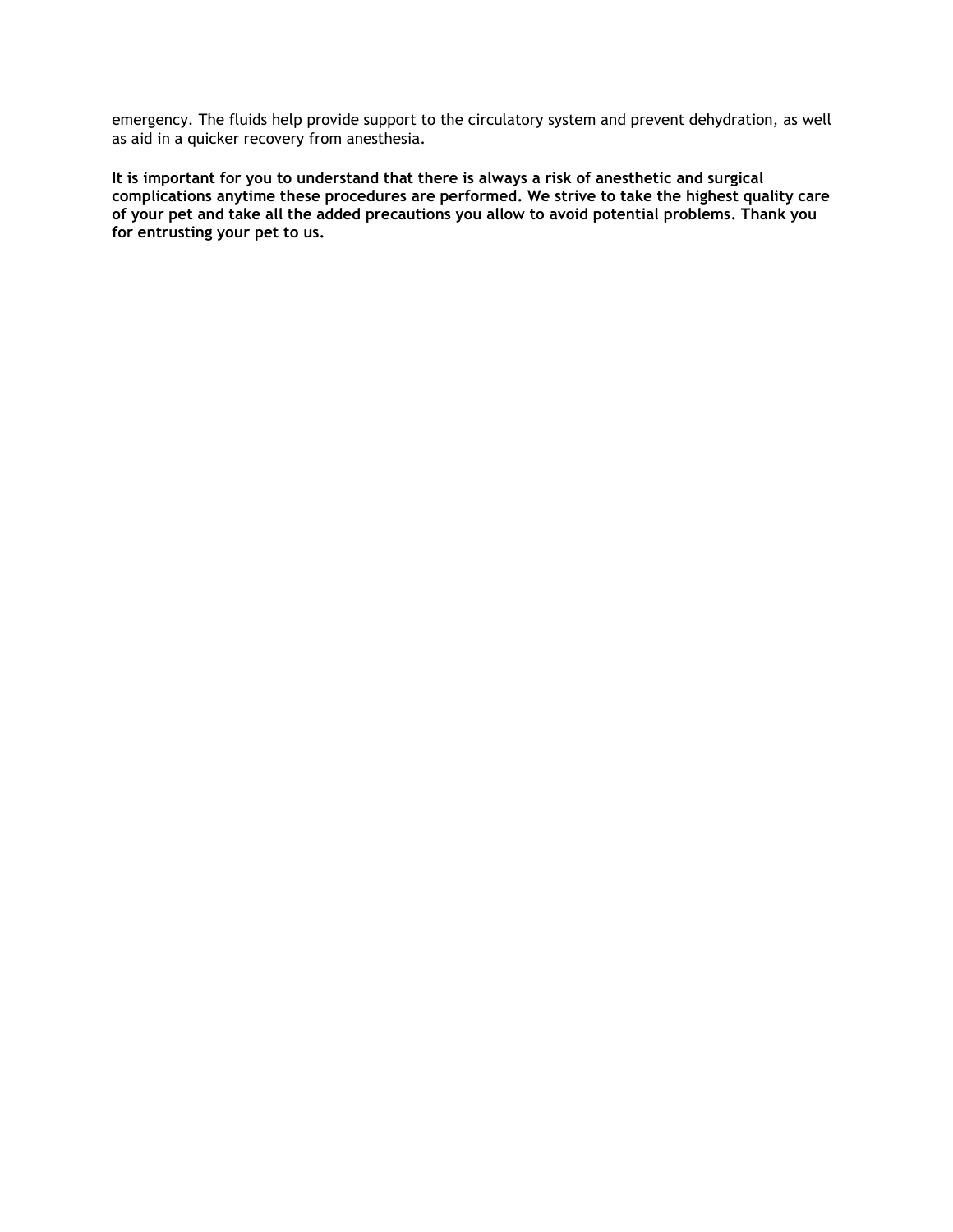emergency. The fluids help provide support to the circulatory system and prevent dehydration, as well as aid in a quicker recovery from anesthesia.

**It is important for you to understand that there is always a risk of anesthetic and surgical complications anytime these procedures are performed. We strive to take the highest quality care of your pet and take all the added precautions you allow to avoid potential problems. Thank you for entrusting your pet to us.**